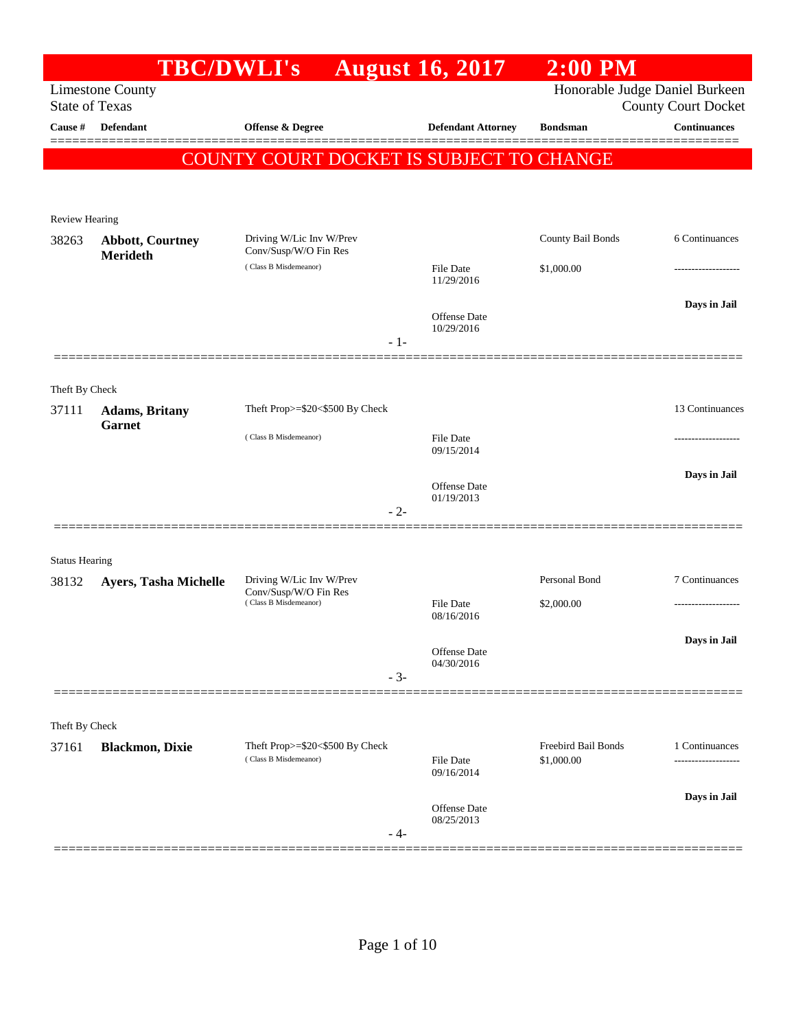# TBC/DWLI's August 16, 2017 2:00 PM

Limestone County
State of Texas

Honorable Judge Daniel Burkeen
County Court Docket

| Cause # | Defendant | Offense & Degree | Defendant Attorney | Bondsman | Continuances |
|---|---|---|---|---|---|

**COUNTY COURT DOCKET IS SUBJECT TO CHANGE**

Review Hearing

| Cause # | Defendant | Offense & Degree | Defendant Attorney | Bondsman | Continuances |
|---|---|---|---|---|---|
| 38263 | **Abbott, Courtney Merideth** | Driving W/Lic Inv W/Prev Conv/Susp/W/O Fin Res (Class B Misdemeanor) | File Date 11/29/2016<br>Offense Date 10/29/2016 | County Bail Bonds<br>$1,000.00 | 6 Continuances<br>-------------------<br>**Days in Jail** |

- 1-

Theft By Check

| Cause # | Defendant | Offense & Degree | Defendant Attorney | Bondsman | Continuances |
|---|---|---|---|---|---|
| 37111 | **Adams, Britany Garnet** | Theft Prop>=$20<$500 By Check (Class B Misdemeanor) | File Date 09/15/2014<br>Offense Date 01/19/2013 | | 13 Continuances<br>-------------------<br>**Days in Jail** |

- 2-

Status Hearing

| Cause # | Defendant | Offense & Degree | Defendant Attorney | Bondsman | Continuances |
|---|---|---|---|---|---|
| 38132 | **Ayers, Tasha Michelle** | Driving W/Lic Inv W/Prev Conv/Susp/W/O Fin Res (Class B Misdemeanor) | File Date 08/16/2016<br>Offense Date 04/30/2016 | Personal Bond<br>$2,000.00 | 7 Continuances<br>-------------------<br>**Days in Jail** |

- 3-

Theft By Check

| Cause # | Defendant | Offense & Degree | Defendant Attorney | Bondsman | Continuances |
|---|---|---|---|---|---|
| 37161 | **Blackmon, Dixie** | Theft Prop>=$20<$500 By Check (Class B Misdemeanor) | File Date 09/16/2014<br>Offense Date 08/25/2013 | Freebird Bail Bonds<br>$1,000.00 | 1 Continuances<br>-------------------<br>**Days in Jail** |

- 4-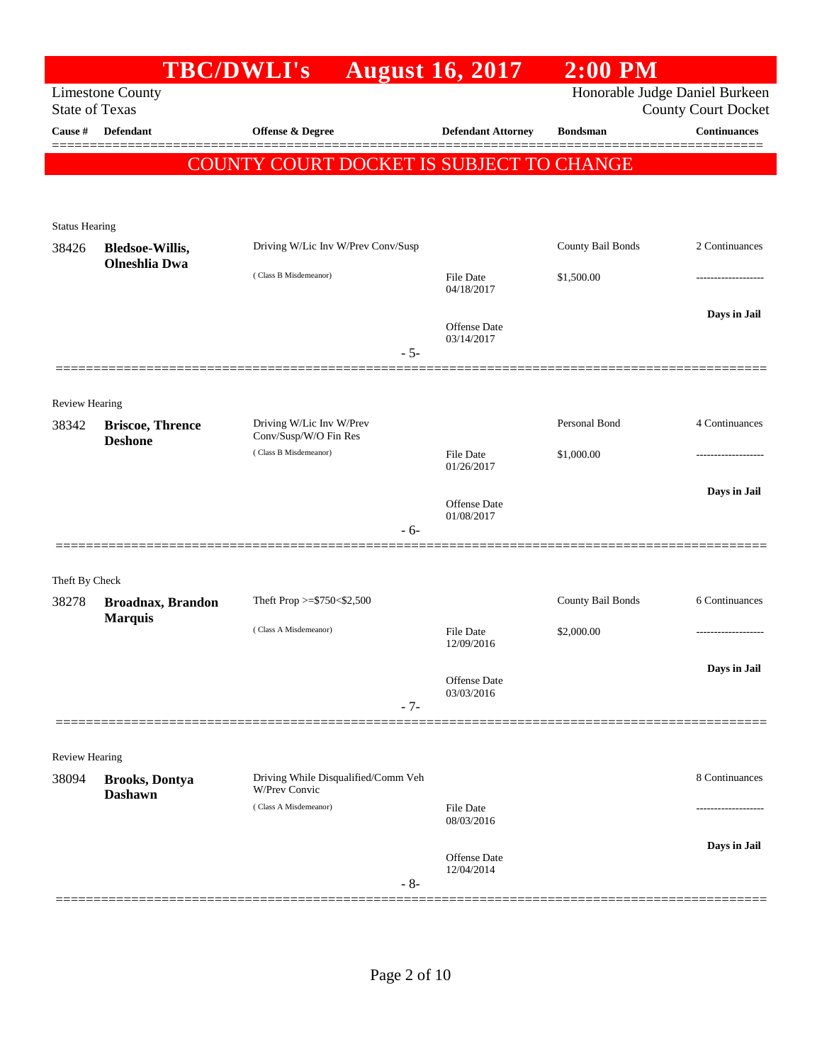# TBC/DWLI's August 16, 2017 2:00 PM

Limestone County
State of Texas

Honorable Judge Daniel Burkeen
County Court Docket

**COUNTY COURT DOCKET IS SUBJECT TO CHANGE**

| Cause # | Defendant | Offense & Degree | Defendant Attorney | Bondsman | Continuances |
|---|---|---|---|---|---|
| Status Hearing | | | | | |
| 38426 | **Bledsoe-Willis, Olneshlia Dwa** | Driving W/Lic Inv W/Prev Conv/Susp (Class B Misdemeanor) | File Date 04/18/2017; Offense Date 03/14/2017 | County Bail Bonds $1,500.00 | 2 Continuances; **Days in Jail** |
| | | - 5- | | | |
| Review Hearing | | | | | |
| 38342 | **Briscoe, Thrence Deshone** | Driving W/Lic Inv W/Prev Conv/Susp/W/O Fin Res (Class B Misdemeanor) | File Date 01/26/2017; Offense Date 01/08/2017 | Personal Bond $1,000.00 | 4 Continuances; **Days in Jail** |
| | | - 6- | | | |
| Theft By Check | | | | | |
| 38278 | **Broadnax, Brandon Marquis** | Theft Prop >=$750<$2,500 (Class A Misdemeanor) | File Date 12/09/2016; Offense Date 03/03/2016 | County Bail Bonds $2,000.00 | 6 Continuances; **Days in Jail** |
| | | - 7- | | | |
| Review Hearing | | | | | |
| 38094 | **Brooks, Dontya Dashawn** | Driving While Disqualified/Comm Veh W/Prev Convic (Class A Misdemeanor) | File Date 08/03/2016; Offense Date 12/04/2014 | | 8 Continuances; **Days in Jail** |
| | | - 8- | | | |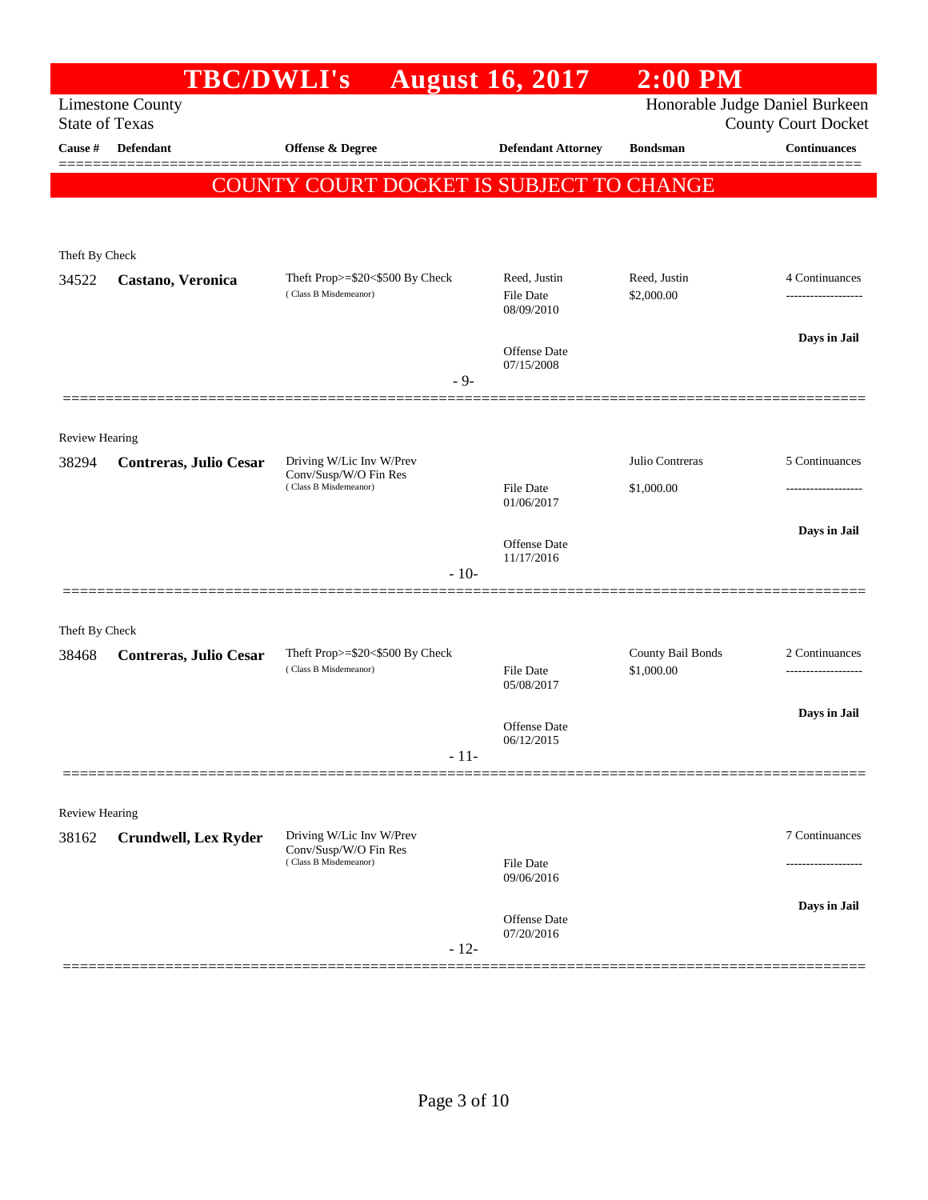# TBC/DWLI's August 16, 2017 2:00 PM

Limestone County
State of Texas

Honorable Judge Daniel Burkeen
County Court Docket

| Cause # | Defendant | Offense & Degree | Defendant Attorney | Bondsman | Continuances |
|---|---|---|---|---|---|

**COUNTY COURT DOCKET IS SUBJECT TO CHANGE**

---

Theft By Check

| Cause # | Defendant | Offense & Degree | Defendant Attorney | Bondsman | Continuances |
|---|---|---|---|---|---|
| 34522 | **Castano, Veronica** | Theft Prop>=$20<$500 By Check (Class B Misdemeanor) | Reed, Justin<br>File Date 08/09/2010<br>Offense Date 07/15/2008 | Reed, Justin<br>$2,000.00 | 4 Continuances<br>-------------------<br>**Days in Jail** |

- 9-

---

Review Hearing

| Cause # | Defendant | Offense & Degree | Defendant Attorney | Bondsman | Continuances |
|---|---|---|---|---|---|
| 38294 | **Contreras, Julio Cesar** | Driving W/Lic Inv W/Prev Conv/Susp/W/O Fin Res (Class B Misdemeanor) | File Date 01/06/2017<br>Offense Date 11/17/2016 | Julio Contreras<br>$1,000.00 | 5 Continuances<br>-------------------<br>**Days in Jail** |

- 10-

---

Theft By Check

| Cause # | Defendant | Offense & Degree | Defendant Attorney | Bondsman | Continuances |
|---|---|---|---|---|---|
| 38468 | **Contreras, Julio Cesar** | Theft Prop>=$20<$500 By Check (Class B Misdemeanor) | File Date 05/08/2017<br>Offense Date 06/12/2015 | County Bail Bonds<br>$1,000.00 | 2 Continuances<br>-------------------<br>**Days in Jail** |

- 11-

---

Review Hearing

| Cause # | Defendant | Offense & Degree | Defendant Attorney | Bondsman | Continuances |
|---|---|---|---|---|---|
| 38162 | **Crundwell, Lex Ryder** | Driving W/Lic Inv W/Prev Conv/Susp/W/O Fin Res (Class B Misdemeanor) | File Date 09/06/2016<br>Offense Date 07/20/2016 | | 7 Continuances<br>-------------------<br>**Days in Jail** |

- 12-

---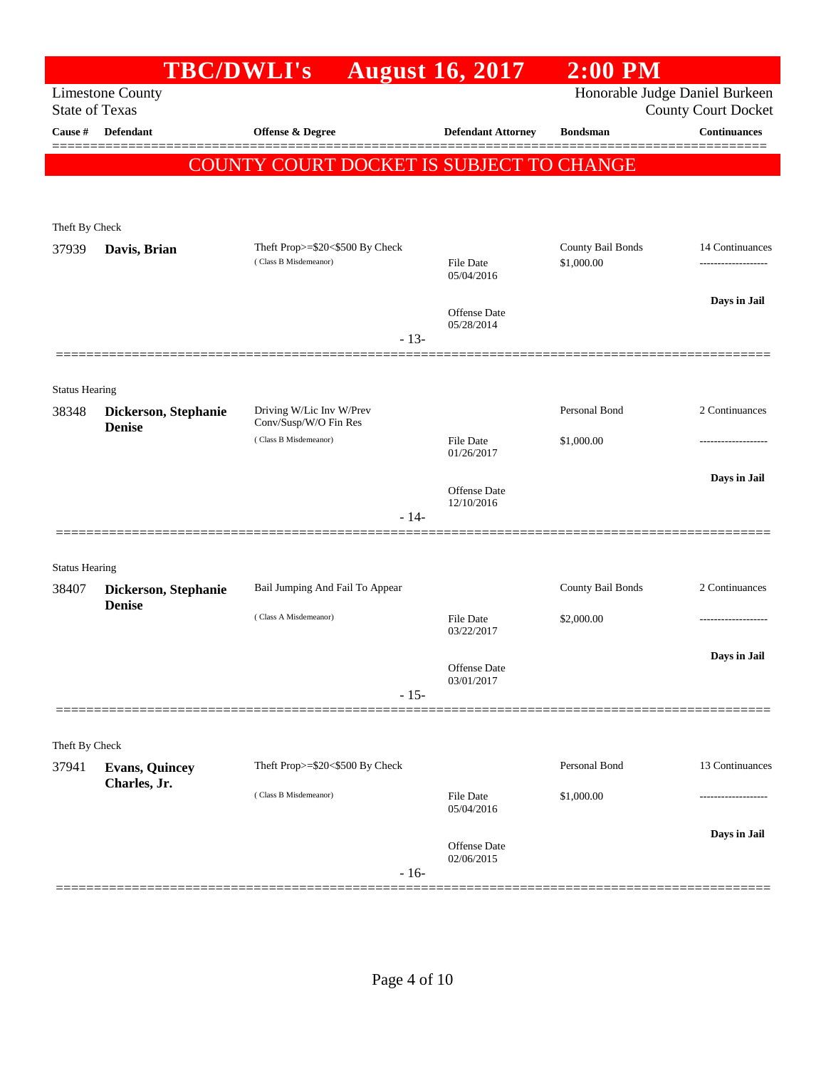# TBC/DWLI's August 16, 2017 2:00 PM

Limestone County
State of Texas

Honorable Judge Daniel Burkeen
County Court Docket

| Cause # | Defendant | Offense & Degree | Defendant Attorney | Bondsman | Continuances |
|---|---|---|---|---|---|

**COUNTY COURT DOCKET IS SUBJECT TO CHANGE**

Theft By Check

| Cause # | Defendant | Offense & Degree | Defendant Attorney | Bondsman | Continuances |
|---|---|---|---|---|---|
| 37939 | **Davis, Brian** | Theft Prop>=$20<$500 By Check (Class B Misdemeanor) | File Date 05/04/2016 Offense Date 05/28/2014 | County Bail Bonds $1,000.00 | 14 Continuances ------------------- **Days in Jail** |

- 13-

Status Hearing

| Cause # | Defendant | Offense & Degree | Defendant Attorney | Bondsman | Continuances |
|---|---|---|---|---|---|
| 38348 | **Dickerson, Stephanie Denise** | Driving W/Lic Inv W/Prev Conv/Susp/W/O Fin Res (Class B Misdemeanor) | File Date 01/26/2017 Offense Date 12/10/2016 | Personal Bond $1,000.00 | 2 Continuances ------------------- **Days in Jail** |

- 14-

Status Hearing

| Cause # | Defendant | Offense & Degree | Defendant Attorney | Bondsman | Continuances |
|---|---|---|---|---|---|
| 38407 | **Dickerson, Stephanie Denise** | Bail Jumping And Fail To Appear (Class A Misdemeanor) | File Date 03/22/2017 Offense Date 03/01/2017 | County Bail Bonds $2,000.00 | 2 Continuances ------------------- **Days in Jail** |

- 15-

Theft By Check

| Cause # | Defendant | Offense & Degree | Defendant Attorney | Bondsman | Continuances |
|---|---|---|---|---|---|
| 37941 | **Evans, Quincey Charles, Jr.** | Theft Prop>=$20<$500 By Check (Class B Misdemeanor) | File Date 05/04/2016 Offense Date 02/06/2015 | Personal Bond $1,000.00 | 13 Continuances ------------------- **Days in Jail** |

- 16-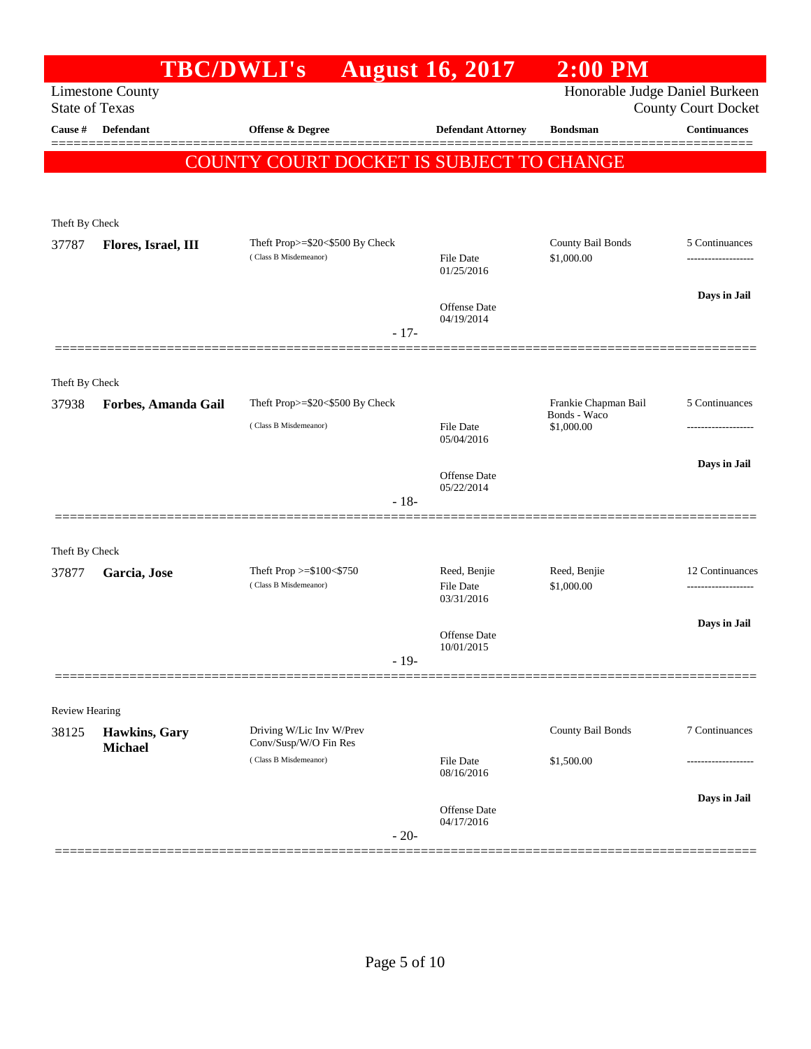# TBC/DWLI's August 16, 2017 2:00 PM

Limestone County
State of Texas

Honorable Judge Daniel Burkeen
County Court Docket

| Cause # | Defendant | Offense & Degree | Defendant Attorney | Bondsman | Continuances |
|---|---|---|---|---|---|

COUNTY COURT DOCKET IS SUBJECT TO CHANGE

Theft By Check

| Cause # | Defendant | Offense & Degree | Defendant Attorney | Bondsman | Continuances |
|---|---|---|---|---|---|
| 37787 | **Flores, Israel, III** | Theft Prop>=$20<$500 By Check (Class B Misdemeanor) | File Date 01/25/2016; Offense Date 04/19/2014 | County Bail Bonds $1,000.00 | 5 Continuances; **Days in Jail** |

- 17-

Theft By Check

| Cause # | Defendant | Offense & Degree | Defendant Attorney | Bondsman | Continuances |
|---|---|---|---|---|---|
| 37938 | **Forbes, Amanda Gail** | Theft Prop>=$20<$500 By Check (Class B Misdemeanor) | File Date 05/04/2016; Offense Date 05/22/2014 | Frankie Chapman Bail Bonds - Waco $1,000.00 | 5 Continuances; **Days in Jail** |

- 18-

Theft By Check

| Cause # | Defendant | Offense & Degree | Defendant Attorney | Bondsman | Continuances |
|---|---|---|---|---|---|
| 37877 | **Garcia, Jose** | Theft Prop >=$100<$750 (Class B Misdemeanor) | Reed, Benjie; File Date 03/31/2016; Offense Date 10/01/2015 | Reed, Benjie $1,000.00 | 12 Continuances; **Days in Jail** |

- 19-

Review Hearing

| Cause # | Defendant | Offense & Degree | Defendant Attorney | Bondsman | Continuances |
|---|---|---|---|---|---|
| 38125 | **Hawkins, Gary Michael** | Driving W/Lic Inv W/Prev Conv/Susp/W/O Fin Res (Class B Misdemeanor) | File Date 08/16/2016; Offense Date 04/17/2016 | County Bail Bonds $1,500.00 | 7 Continuances; **Days in Jail** |

- 20-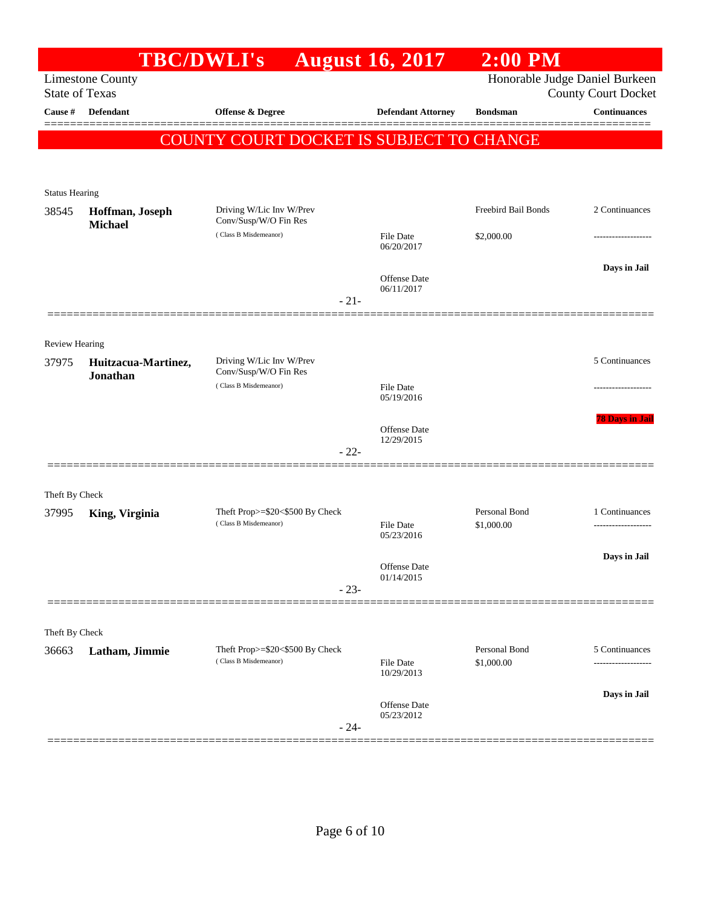# TBC/DWLI's August 16, 2017 2:00 PM

Limestone County
State of Texas

Honorable Judge Daniel Burkeen
County Court Docket

| Cause # | Defendant | Offense & Degree | Defendant Attorney | Bondsman | Continuances |
|---|---|---|---|---|---|

**COUNTY COURT DOCKET IS SUBJECT TO CHANGE**

Status Hearing

| Cause # | Defendant | Offense & Degree | Defendant Attorney | Bondsman | Continuances |
|---|---|---|---|---|---|
| 38545 | **Hoffman, Joseph Michael** | Driving W/Lic Inv W/Prev Conv/Susp/W/O Fin Res (Class B Misdemeanor) | File Date 06/20/2017<br>Offense Date 06/11/2017 | Freebird Bail Bonds<br>$2,000.00 | 2 Continuances<br>-------------------<br>**Days in Jail** |

- 21-

Review Hearing

| Cause # | Defendant | Offense & Degree | Defendant Attorney | Bondsman | Continuances |
|---|---|---|---|---|---|
| 37975 | **Huitzacua-Martinez, Jonathan** | Driving W/Lic Inv W/Prev Conv/Susp/W/O Fin Res (Class B Misdemeanor) | File Date 05/19/2016<br>Offense Date 12/29/2015 | | 5 Continuances<br>-------------------<br>**78 Days in Jail** |

- 22-

Theft By Check

| Cause # | Defendant | Offense & Degree | Defendant Attorney | Bondsman | Continuances |
|---|---|---|---|---|---|
| 37995 | **King, Virginia** | Theft Prop>=$20<$500 By Check (Class B Misdemeanor) | File Date 05/23/2016<br>Offense Date 01/14/2015 | Personal Bond<br>$1,000.00 | 1 Continuances<br>-------------------<br>**Days in Jail** |

- 23-

Theft By Check

| Cause # | Defendant | Offense & Degree | Defendant Attorney | Bondsman | Continuances |
|---|---|---|---|---|---|
| 36663 | **Latham, Jimmie** | Theft Prop>=$20<$500 By Check (Class B Misdemeanor) | File Date 10/29/2013<br>Offense Date 05/23/2012 | Personal Bond<br>$1,000.00 | 5 Continuances<br>-------------------<br>**Days in Jail** |

- 24-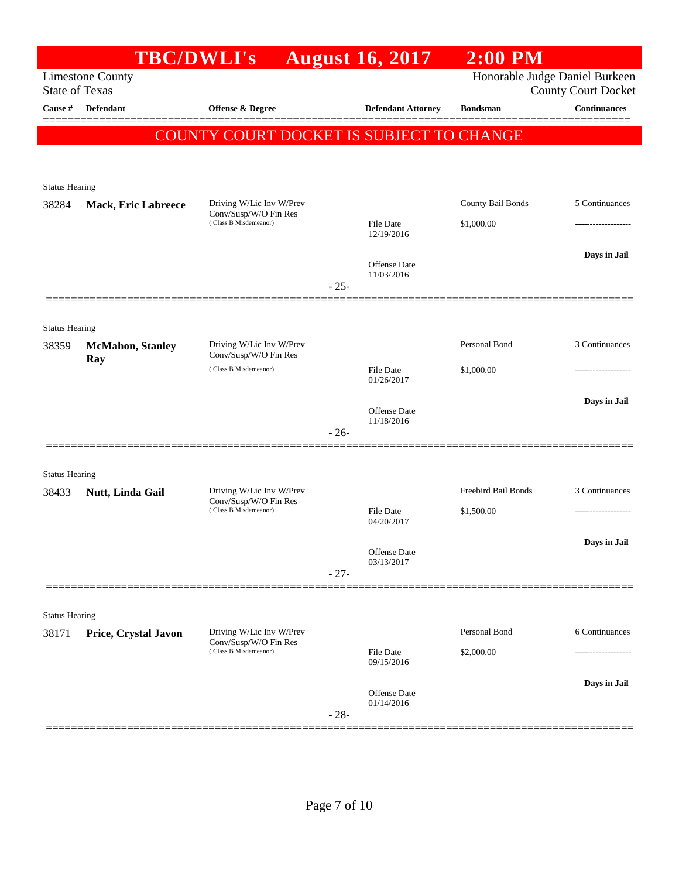# TBC/DWLI's August 16, 2017 2:00 PM

Limestone County
State of Texas

Honorable Judge Daniel Burkeen
County Court Docket

**COUNTY COURT DOCKET IS SUBJECT TO CHANGE**

| Cause # | Defendant | Offense & Degree | Defendant Attorney | Bondsman | Continuances |
|---|---|---|---|---|---|
| Status Hearing | | | | | |
| 38284 | **Mack, Eric Labreece** | Driving W/Lic Inv W/Prev Conv/Susp/W/O Fin Res (Class B Misdemeanor) | File Date 12/19/2016<br>Offense Date 11/03/2016 | County Bail Bonds<br>$1,000.00 | 5 Continuances<br>------------------<br>**Days in Jail** |
| | | | - 25- | | |
| Status Hearing | | | | | |
| 38359 | **McMahon, Stanley Ray** | Driving W/Lic Inv W/Prev Conv/Susp/W/O Fin Res (Class B Misdemeanor) | File Date 01/26/2017<br>Offense Date 11/18/2016 | Personal Bond<br>$1,000.00 | 3 Continuances<br>------------------<br>**Days in Jail** |
| | | | - 26- | | |
| Status Hearing | | | | | |
| 38433 | **Nutt, Linda Gail** | Driving W/Lic Inv W/Prev Conv/Susp/W/O Fin Res (Class B Misdemeanor) | File Date 04/20/2017<br>Offense Date 03/13/2017 | Freebird Bail Bonds<br>$1,500.00 | 3 Continuances<br>------------------<br>**Days in Jail** |
| | | | - 27- | | |
| Status Hearing | | | | | |
| 38171 | **Price, Crystal Javon** | Driving W/Lic Inv W/Prev Conv/Susp/W/O Fin Res (Class B Misdemeanor) | File Date 09/15/2016<br>Offense Date 01/14/2016 | Personal Bond<br>$2,000.00 | 6 Continuances<br>------------------<br>**Days in Jail** |
| | | | - 28- | | |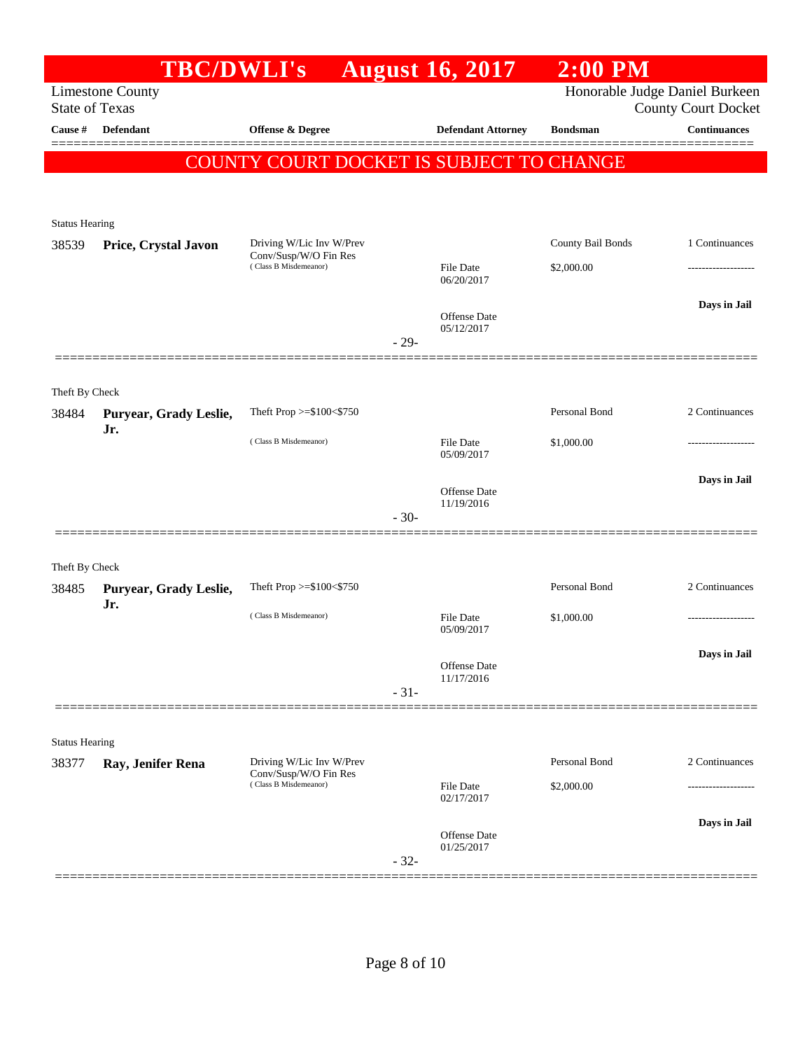# TBC/DWLI's August 16, 2017 2:00 PM

Limestone County
State of Texas

Honorable Judge Daniel Burkeen
County Court Docket

| Cause # | Defendant | Offense & Degree | Defendant Attorney | Bondsman | Continuances |
|---|---|---|---|---|---|

**COUNTY COURT DOCKET IS SUBJECT TO CHANGE**

Status Hearing

| Cause # | Defendant | Offense & Degree | Defendant Attorney | Bondsman | Continuances |
|---|---|---|---|---|---|
| 38539 | **Price, Crystal Javon** | Driving W/Lic Inv W/Prev Conv/Susp/W/O Fin Res (Class B Misdemeanor) | File Date 06/20/2017; Offense Date 05/12/2017 | County Bail Bonds $2,000.00 | 1 Continuances; Days in Jail |

- 29-

Theft By Check

| Cause # | Defendant | Offense & Degree | Defendant Attorney | Bondsman | Continuances |
|---|---|---|---|---|---|
| 38484 | **Puryear, Grady Leslie, Jr.** | Theft Prop >=$100<$750 (Class B Misdemeanor) | File Date 05/09/2017; Offense Date 11/19/2016 | Personal Bond $1,000.00 | 2 Continuances; Days in Jail |

- 30-

Theft By Check

| Cause # | Defendant | Offense & Degree | Defendant Attorney | Bondsman | Continuances |
|---|---|---|---|---|---|
| 38485 | **Puryear, Grady Leslie, Jr.** | Theft Prop >=$100<$750 (Class B Misdemeanor) | File Date 05/09/2017; Offense Date 11/17/2016 | Personal Bond $1,000.00 | 2 Continuances; Days in Jail |

- 31-

Status Hearing

| Cause # | Defendant | Offense & Degree | Defendant Attorney | Bondsman | Continuances |
|---|---|---|---|---|---|
| 38377 | **Ray, Jenifer Rena** | Driving W/Lic Inv W/Prev Conv/Susp/W/O Fin Res (Class B Misdemeanor) | File Date 02/17/2017; Offense Date 01/25/2017 | Personal Bond $2,000.00 | 2 Continuances; Days in Jail |

- 32-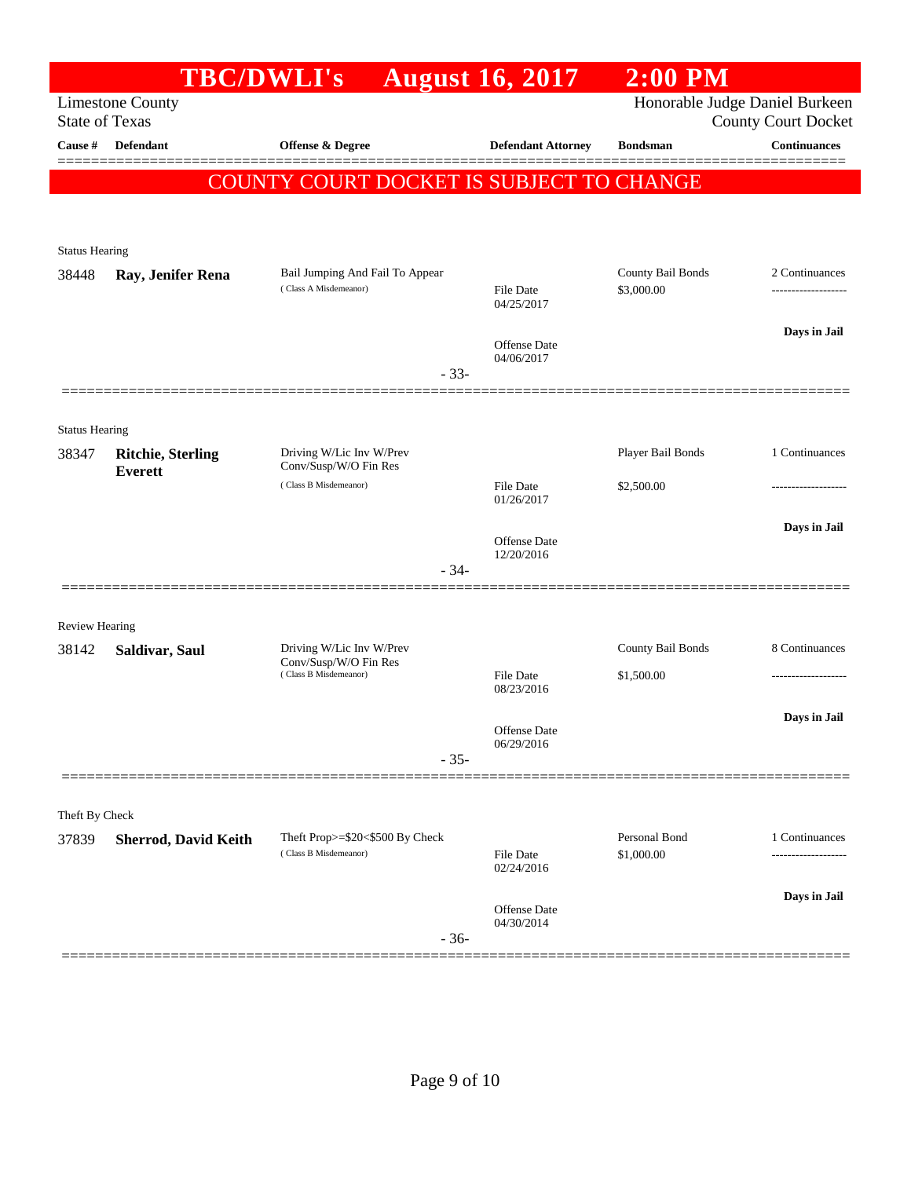# TBC/DWLI's August 16, 2017 2:00 PM

Limestone County
State of Texas

Honorable Judge Daniel Burkeen
County Court Docket

| Cause # | Defendant | Offense & Degree | Defendant Attorney | Bondsman | Continuances |
|---|---|---|---|---|---|

**COUNTY COURT DOCKET IS SUBJECT TO CHANGE**

---

Status Hearing

| Cause # | Defendant | Offense & Degree | Defendant Attorney | Bondsman | Continuances |
|---|---|---|---|---|---|
| 38448 | **Ray, Jenifer Rena** | Bail Jumping And Fail To Appear (Class A Misdemeanor) | File Date 04/25/2017<br>Offense Date 04/06/2017 | County Bail Bonds<br>$3,000.00 | 2 Continuances<br>-------------------<br>**Days in Jail** |

- 33-

---

Status Hearing

| Cause # | Defendant | Offense & Degree | Defendant Attorney | Bondsman | Continuances |
|---|---|---|---|---|---|
| 38347 | **Ritchie, Sterling Everett** | Driving W/Lic Inv W/Prev Conv/Susp/W/O Fin Res (Class B Misdemeanor) | File Date 01/26/2017<br>Offense Date 12/20/2016 | Player Bail Bonds<br>$2,500.00 | 1 Continuances<br>-------------------<br>**Days in Jail** |

- 34-

---

Review Hearing

| Cause # | Defendant | Offense & Degree | Defendant Attorney | Bondsman | Continuances |
|---|---|---|---|---|---|
| 38142 | **Saldivar, Saul** | Driving W/Lic Inv W/Prev Conv/Susp/W/O Fin Res (Class B Misdemeanor) | File Date 08/23/2016<br>Offense Date 06/29/2016 | County Bail Bonds<br>$1,500.00 | 8 Continuances<br>-------------------<br>**Days in Jail** |

- 35-

---

Theft By Check

| Cause # | Defendant | Offense & Degree | Defendant Attorney | Bondsman | Continuances |
|---|---|---|---|---|---|
| 37839 | **Sherrod, David Keith** | Theft Prop>=$20<$500 By Check (Class B Misdemeanor) | File Date 02/24/2016<br>Offense Date 04/30/2014 | Personal Bond<br>$1,000.00 | 1 Continuances<br>-------------------<br>**Days in Jail** |

- 36-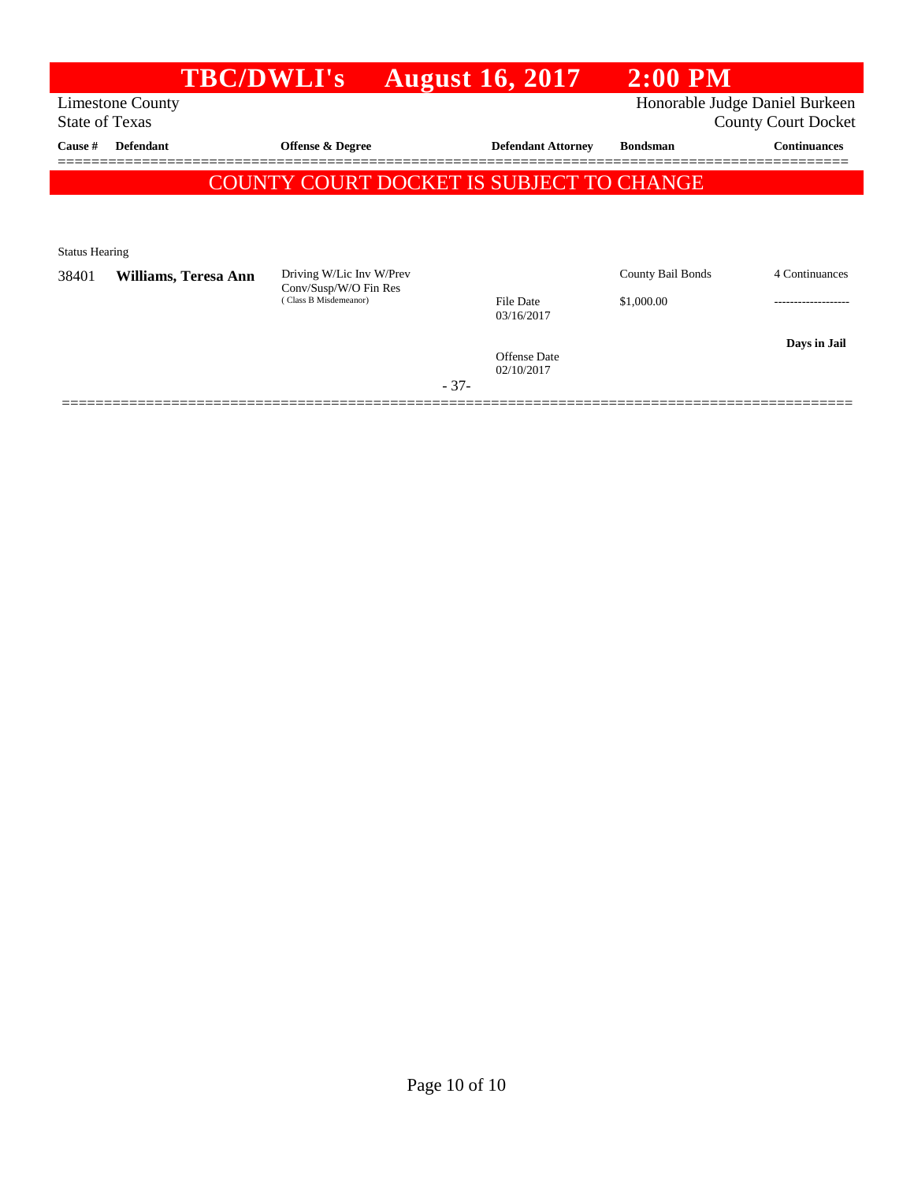# TBC/DWLI's August 16, 2017 2:00 PM

Limestone County
State of Texas

Honorable Judge Daniel Burkeen
County Court Docket

| Cause # | Defendant | Offense & Degree | Defendant Attorney | Bondsman | Continuances |
|---|---|---|---|---|---|

## COUNTY COURT DOCKET IS SUBJECT TO CHANGE

Status Hearing

| Cause # | Defendant | Offense & Degree | Defendant Attorney | Bondsman | Continuances |
|---|---|---|---|---|---|
| 38401 | **Williams, Teresa Ann** | Driving W/Lic Inv W/Prev Conv/Susp/W/O Fin Res ( Class B Misdemeanor) | File Date 03/16/2017<br>Offense Date 02/10/2017 | County Bail Bonds<br>$1,000.00 | 4 Continuances<br>-------------------<br>**Days in Jail** |

- 37-